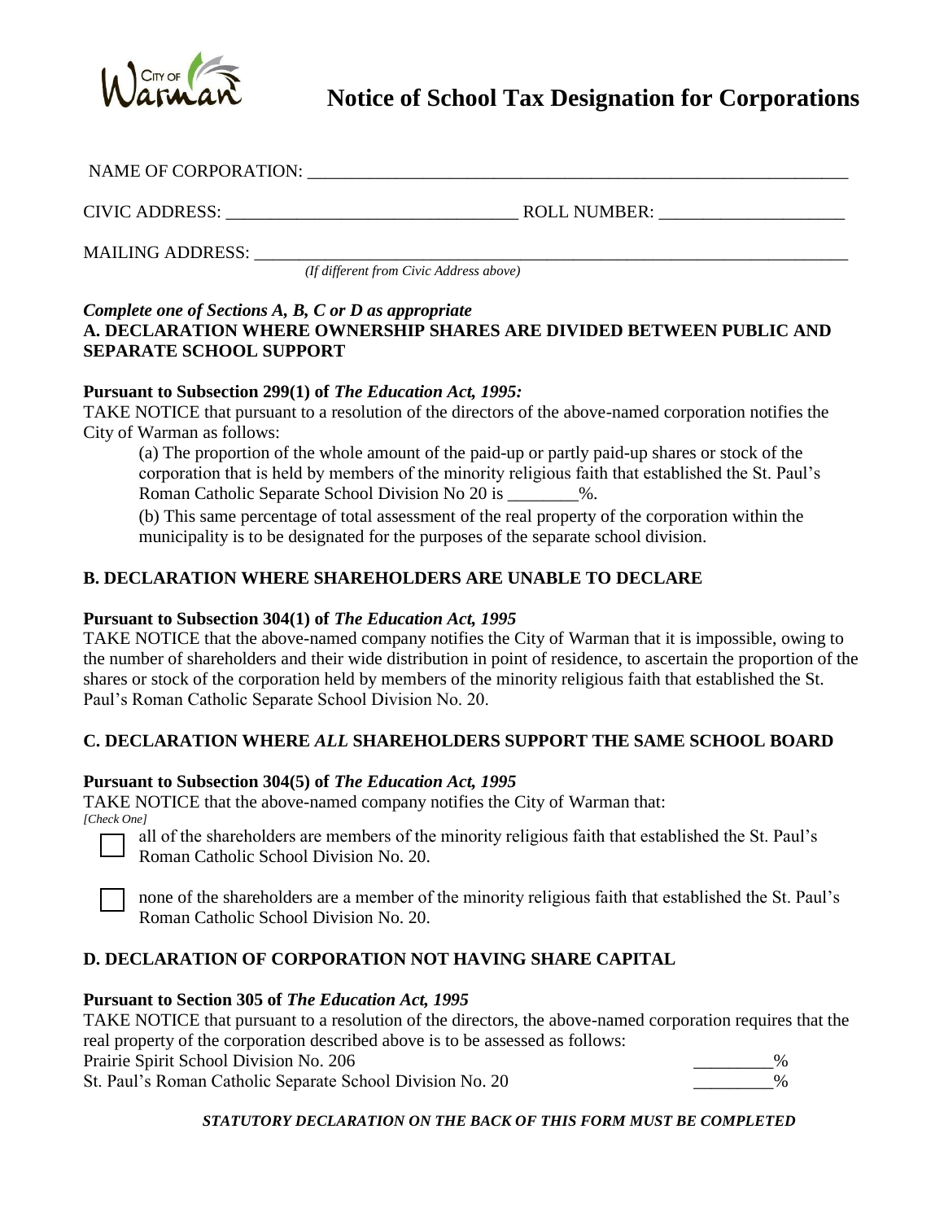# Notice of School Tax Designation for Corporations

NAME OF CORPORATION: ___________________________________________________________

CIVIC ADDRESS: ________________________________ ROLL NUMBER: ____________________

MAILING ADDRESS: _______________________________________________________________
*(If different from Civic Address above)*

***Complete one of Sections A, B, C or D as appropriate***

**A. DECLARATION WHERE OWNERSHIP SHARES ARE DIVIDED BETWEEN PUBLIC AND SEPARATE SCHOOL SUPPORT**

**Pursuant to Subsection 299(1) of *The Education Act, 1995:***

TAKE NOTICE that pursuant to a resolution of the directors of the above-named corporation notifies the City of Warman as follows:

(a) The proportion of the whole amount of the paid-up or partly paid-up shares or stock of the corporation that is held by members of the minority religious faith that established the St. Paul's Roman Catholic Separate School Division No 20 is ________%.

(b) This same percentage of total assessment of the real property of the corporation within the municipality is to be designated for the purposes of the separate school division.

**B. DECLARATION WHERE SHAREHOLDERS ARE UNABLE TO DECLARE**

**Pursuant to Subsection 304(1) of *The Education Act, 1995***

TAKE NOTICE that the above-named company notifies the City of Warman that it is impossible, owing to the number of shareholders and their wide distribution in point of residence, to ascertain the proportion of the shares or stock of the corporation held by members of the minority religious faith that established the St. Paul's Roman Catholic Separate School Division No. 20.

**C. DECLARATION WHERE *ALL* SHAREHOLDERS SUPPORT THE SAME SCHOOL BOARD**

**Pursuant to Subsection 304(5) of *The Education Act, 1995***

TAKE NOTICE that the above-named company notifies the City of Warman that:

*[Check One]*

☐ all of the shareholders are members of the minority religious faith that established the St. Paul's Roman Catholic School Division No. 20.

☐ none of the shareholders are a member of the minority religious faith that established the St. Paul's Roman Catholic School Division No. 20.

**D. DECLARATION OF CORPORATION NOT HAVING SHARE CAPITAL**

**Pursuant to Section 305 of *The Education Act, 1995***

TAKE NOTICE that pursuant to a resolution of the directors, the above-named corporation requires that the real property of the corporation described above is to be assessed as follows:

Prairie Spirit School Division No. 206 _________%

St. Paul's Roman Catholic Separate School Division No. 20 _________%

***STATUTORY DECLARATION ON THE BACK OF THIS FORM MUST BE COMPLETED***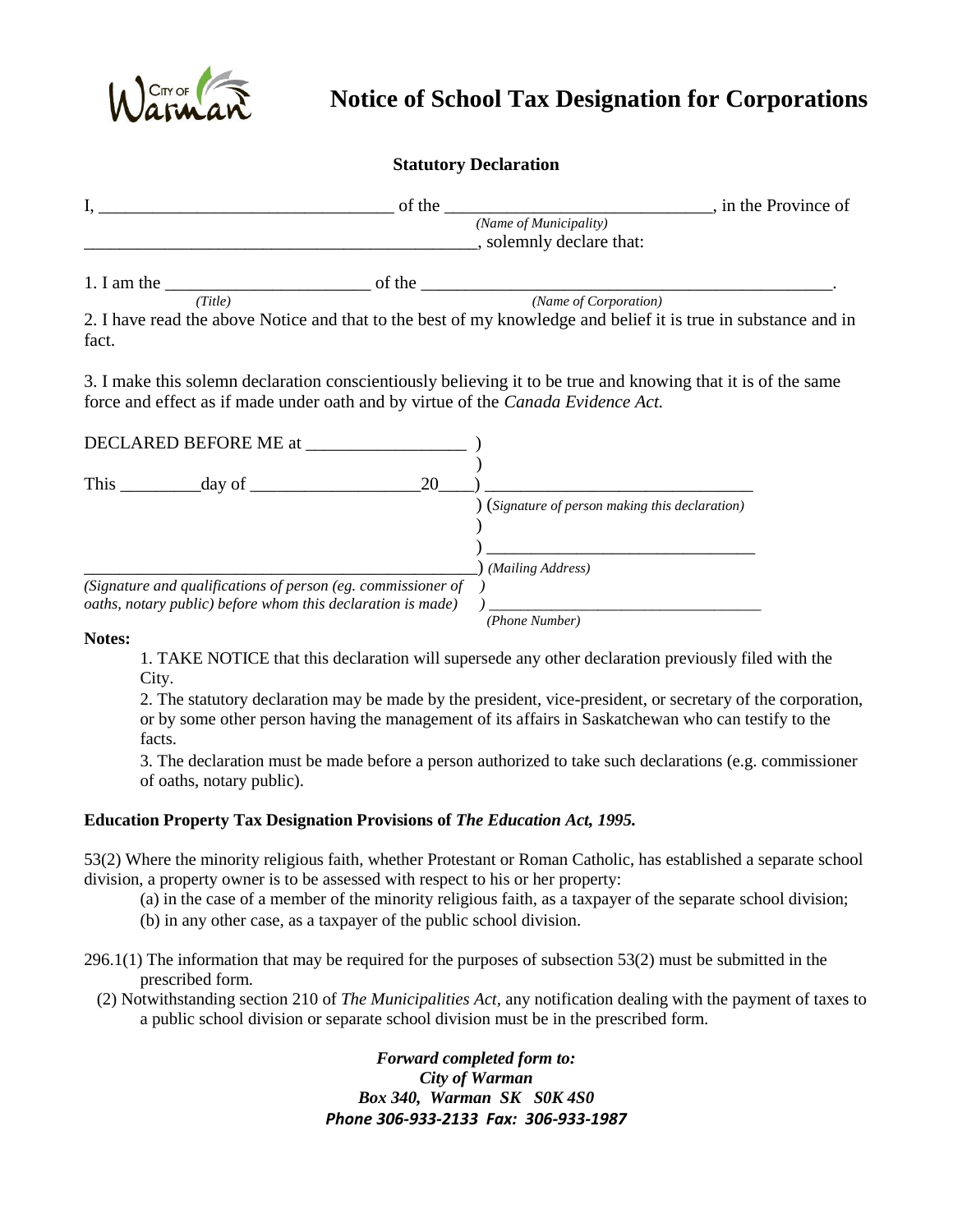# Notice of School Tax Designation for Corporations

### Statutory Declaration

I, ________________________________ of the ____________________________, in the Province of
*(Name of Municipality)*
____________________________________________, solemnly declare that:

1. I am the _______________________ of the ____________________________________________.
*(Title)* *(Name of Corporation)*

2. I have read the above Notice and that to the best of my knowledge and belief it is true in substance and in fact.

3. I make this solemn declaration conscientiously believing it to be true and knowing that it is of the same force and effect as if made under oath and by virtue of the *Canada Evidence Act.*

DECLARED BEFORE ME at __________________ )
)
This _________day of ___________________20____) _____________________________
) (*Signature of person making this declaration)*
)
) _______________________________
______________________________________________) *(Mailing Address)*
*(Signature and qualifications of person (eg. commissioner of oaths, notary public) before whom this declaration is made)* ) _________________________________
*(Phone Number)*

**Notes:**

1. TAKE NOTICE that this declaration will supersede any other declaration previously filed with the City.
2. The statutory declaration may be made by the president, vice-president, or secretary of the corporation, or by some other person having the management of its affairs in Saskatchewan who can testify to the facts.
3. The declaration must be made before a person authorized to take such declarations (e.g. commissioner of oaths, notary public).

**Education Property Tax Designation Provisions of *The Education Act, 1995.***

53(2) Where the minority religious faith, whether Protestant or Roman Catholic, has established a separate school division, a property owner is to be assessed with respect to his or her property:

(a) in the case of a member of the minority religious faith, as a taxpayer of the separate school division;
(b) in any other case, as a taxpayer of the public school division.

296.1(1) The information that may be required for the purposes of subsection 53(2) must be submitted in the prescribed form.

(2) Notwithstanding section 210 of *The Municipalities Act,* any notification dealing with the payment of taxes to a public school division or separate school division must be in the prescribed form.

***Forward completed form to:***
***City of Warman***
***Box 340, Warman SK S0K 4S0***
***Phone 306-933-2133 Fax: 306-933-1987***